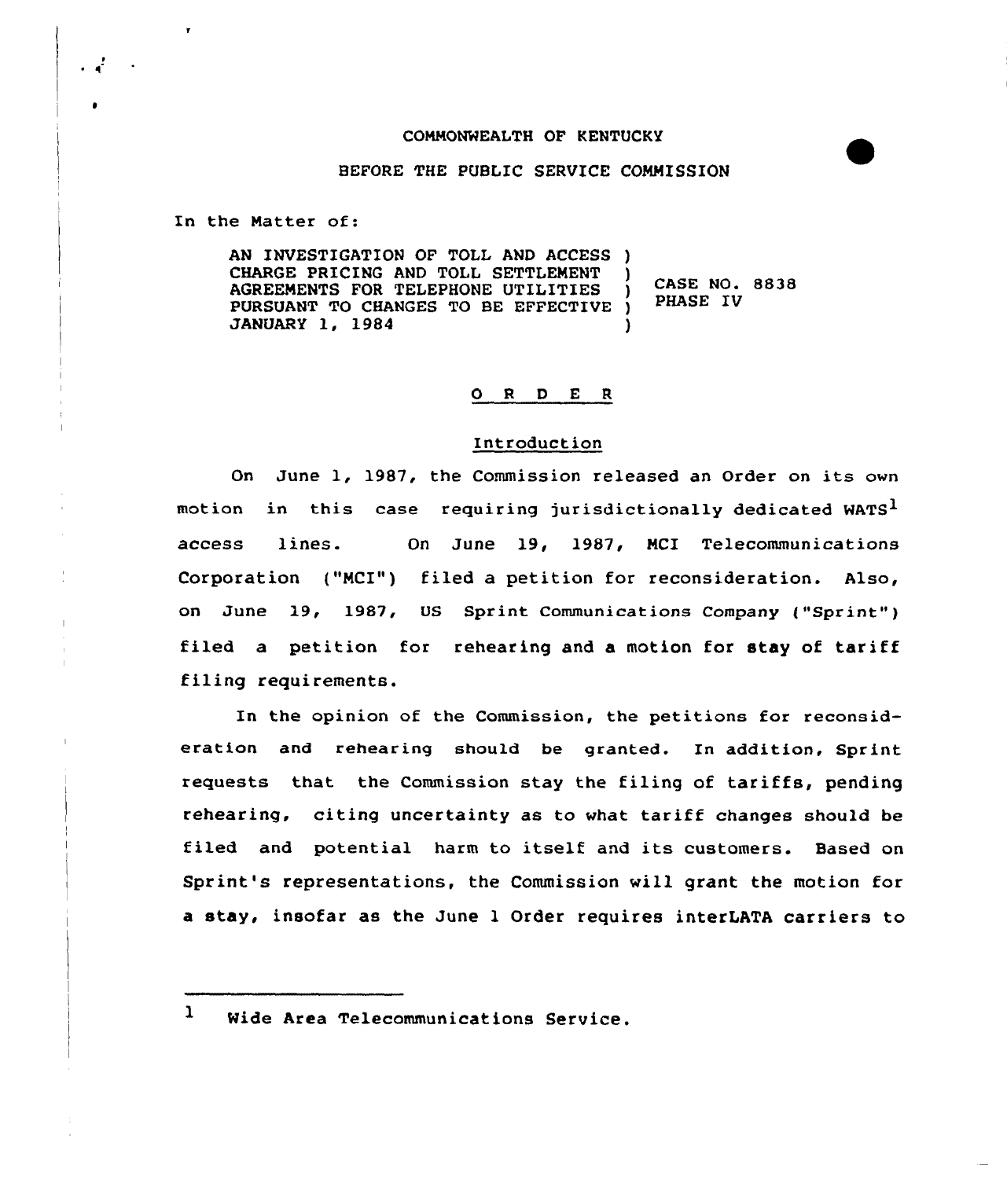COMMONWEALTH OF KENTUCKY

BEFORE THE PUBLIC SERVICE COMMISSION

In the Matter of:

AN INVESTIGATION OF TOLL AND ACCESS CHARGE PRICING AND TOLL SETTLEMENT AGREEMENTS FOR TELEPHONE UTILITIES PURSUANT TO CHANGES TO BE EFFECTIVE JANUARY 1, 1984 ) CASE NO. 8838 PHASE IV

## O R D E R

### Introduction

On June 1, 1987, the Commission released an Order on its own motion in this case requiring jurisdictionally dedicated WATS[1] access lines. On June 19, 1987, MCI Telecommunications Corporation ("MCI") filed a petition for reconsideration. Also, on June 19, 1987, US Sprint Communications Company ("Sprint") filed a petition for rehearing and a motion for stay of tariff filing requirements.

In the opinion of the Commission, the petitions for reconsideration and rehearing should be granted. In addition, Sprint requests that the Commission stay the filing of tariffs, pending rehearing, citing uncertainty as to what tariff changes should be filed and potential harm to itself and its customers. Based on Sprint's representations, the Commission will grant the motion for a stay, insofar as the June 1 Order requires interLATA carriers to

---

[1] Wide Area Telecommunications Service.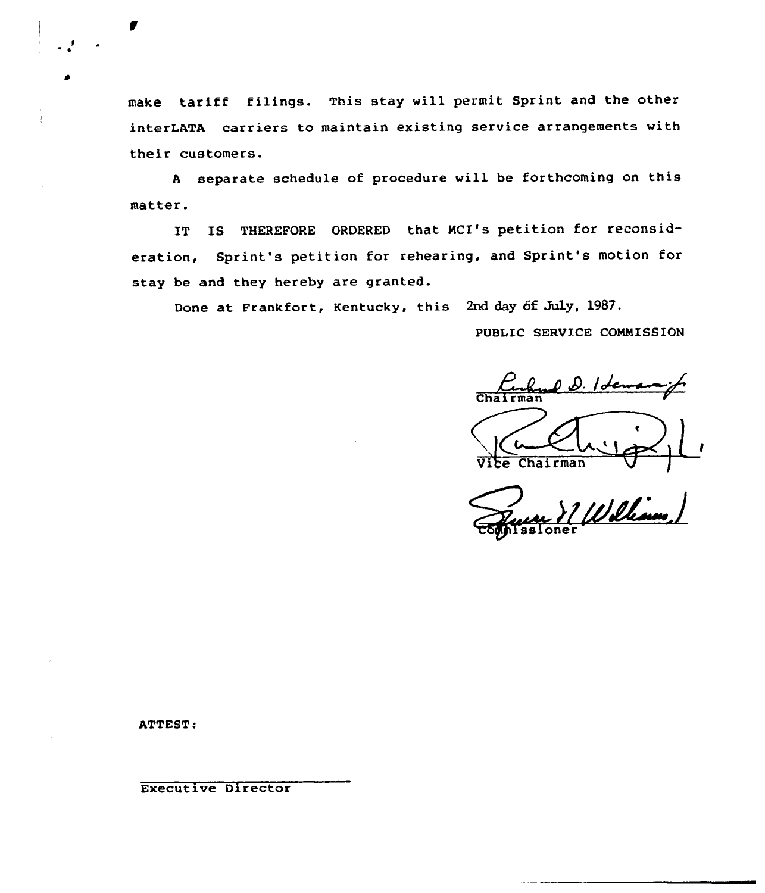make tariff filings. This stay will permit Sprint and the other interLATA carriers to maintain existing service arrangements with their customers.

A separate schedule of procedure will be forthcoming on this matter.

IT IS THEREFORE ORDERED that MCI's petition for reconsideration, Sprint's petition for rehearing, and Sprint's motion for stay be and they hereby are granted.

Done at Frankfort, Kentucky, this 2nd day of July, 1987.

PUBLIC SERVICE COMMISSION

Chairman

Vice Chairman

Commissioner

ATTEST:

Executive Director